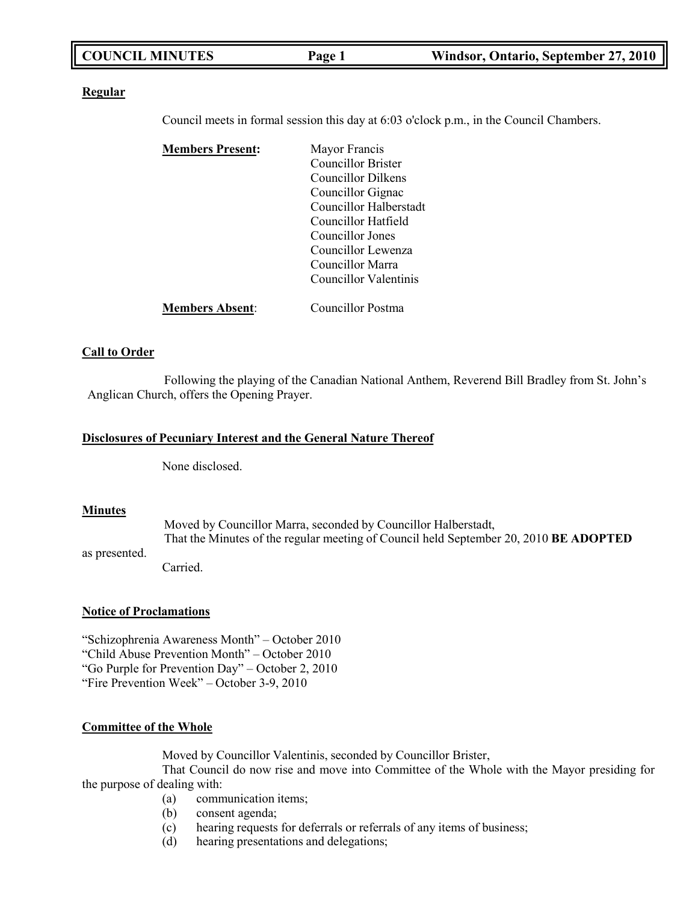**Regular**

Council meets in formal session this day at 6:03 o'clock p.m., in the Council Chambers.

**Members Present:**

- Mayor Francis
- Councillor Brister
- Councillor Dilkens
- Councillor Gignac
- Councillor Halberstadt
- Councillor Hatfield
- Councillor Jones
- Councillor Lewenza
- Councillor Marra
- Councillor Valentinis

**Members Absent**: Councillor Postma

**Call to Order**

Following the playing of the Canadian National Anthem, Reverend Bill Bradley from St. John's Anglican Church, offers the Opening Prayer.

**Disclosures of Pecuniary Interest and the General Nature Thereof**

None disclosed.

**Minutes**

Moved by Councillor Marra, seconded by Councillor Halberstadt,
That the Minutes of the regular meeting of Council held September 20, 2010 **BE ADOPTED** as presented.
Carried.

**Notice of Proclamations**

"Schizophrenia Awareness Month" – October 2010
"Child Abuse Prevention Month" – October 2010
"Go Purple for Prevention Day" – October 2, 2010
"Fire Prevention Week" – October 3-9, 2010

**Committee of the Whole**

Moved by Councillor Valentinis, seconded by Councillor Brister,
That Council do now rise and move into Committee of the Whole with the Mayor presiding for the purpose of dealing with:

(a) communication items;
(b) consent agenda;
(c) hearing requests for deferrals or referrals of any items of business;
(d) hearing presentations and delegations;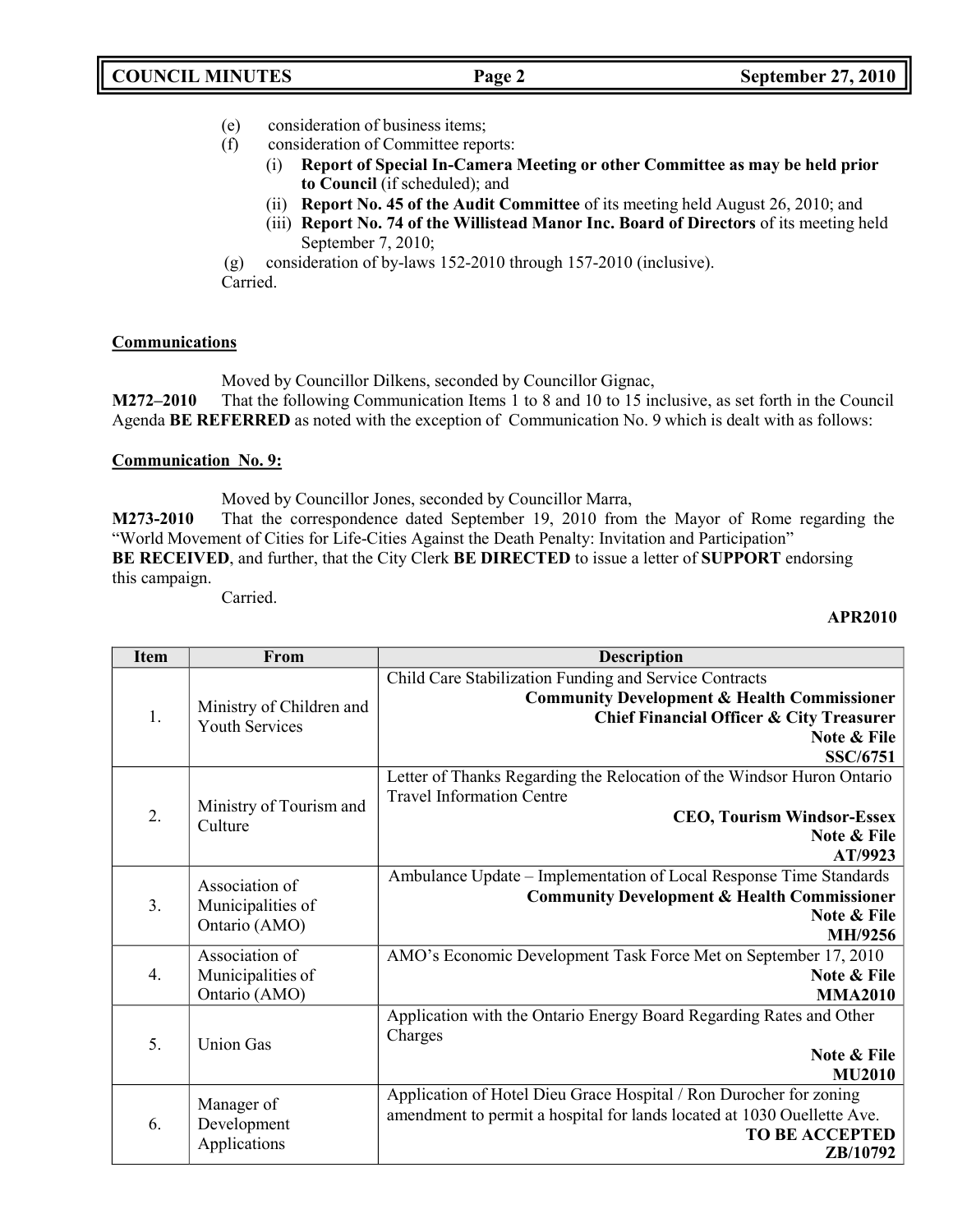(e) consideration of business items;

(f) consideration of Committee reports:

(i) **Report of Special In-Camera Meeting or other Committee as may be held prior to Council** (if scheduled); and

(ii) **Report No. 45 of the Audit Committee** of its meeting held August 26, 2010; and

(iii) **Report No. 74 of the Willistead Manor Inc. Board of Directors** of its meeting held September 7, 2010;

(g) consideration of by-laws 152-2010 through 157-2010 (inclusive).

Carried.

## Communications

Moved by Councillor Dilkens, seconded by Councillor Gignac,

**M272–2010** That the following Communication Items 1 to 8 and 10 to 15 inclusive, as set forth in the Council Agenda **BE REFERRED** as noted with the exception of Communication No. 9 which is dealt with as follows:

### Communication No. 9:

Moved by Councillor Jones, seconded by Councillor Marra,

**M273-2010** That the correspondence dated September 19, 2010 from the Mayor of Rome regarding the "World Movement of Cities for Life-Cities Against the Death Penalty: Invitation and Participation" **BE RECEIVED**, and further, that the City Clerk **BE DIRECTED** to issue a letter of **SUPPORT** endorsing this campaign.

Carried.

**APR2010**

| Item | From | Description |
|---|---|---|
| 1. | Ministry of Children and Youth Services | Child Care Stabilization Funding and Service Contracts **Community Development & Health Commissioner** **Chief Financial Officer & City Treasurer** **Note & File** **SSC/6751** |
| 2. | Ministry of Tourism and Culture | Letter of Thanks Regarding the Relocation of the Windsor Huron Ontario Travel Information Centre **CEO, Tourism Windsor-Essex** **Note & File** **AT/9923** |
| 3. | Association of Municipalities of Ontario (AMO) | Ambulance Update – Implementation of Local Response Time Standards **Community Development & Health Commissioner** **Note & File** **MH/9256** |
| 4. | Association of Municipalities of Ontario (AMO) | AMO's Economic Development Task Force Met on September 17, 2010 **Note & File** **MMA2010** |
| 5. | Union Gas | Application with the Ontario Energy Board Regarding Rates and Other Charges **Note & File** **MU2010** |
| 6. | Manager of Development Applications | Application of Hotel Dieu Grace Hospital / Ron Durocher for zoning amendment to permit a hospital for lands located at 1030 Ouellette Ave. **TO BE ACCEPTED** **ZB/10792** |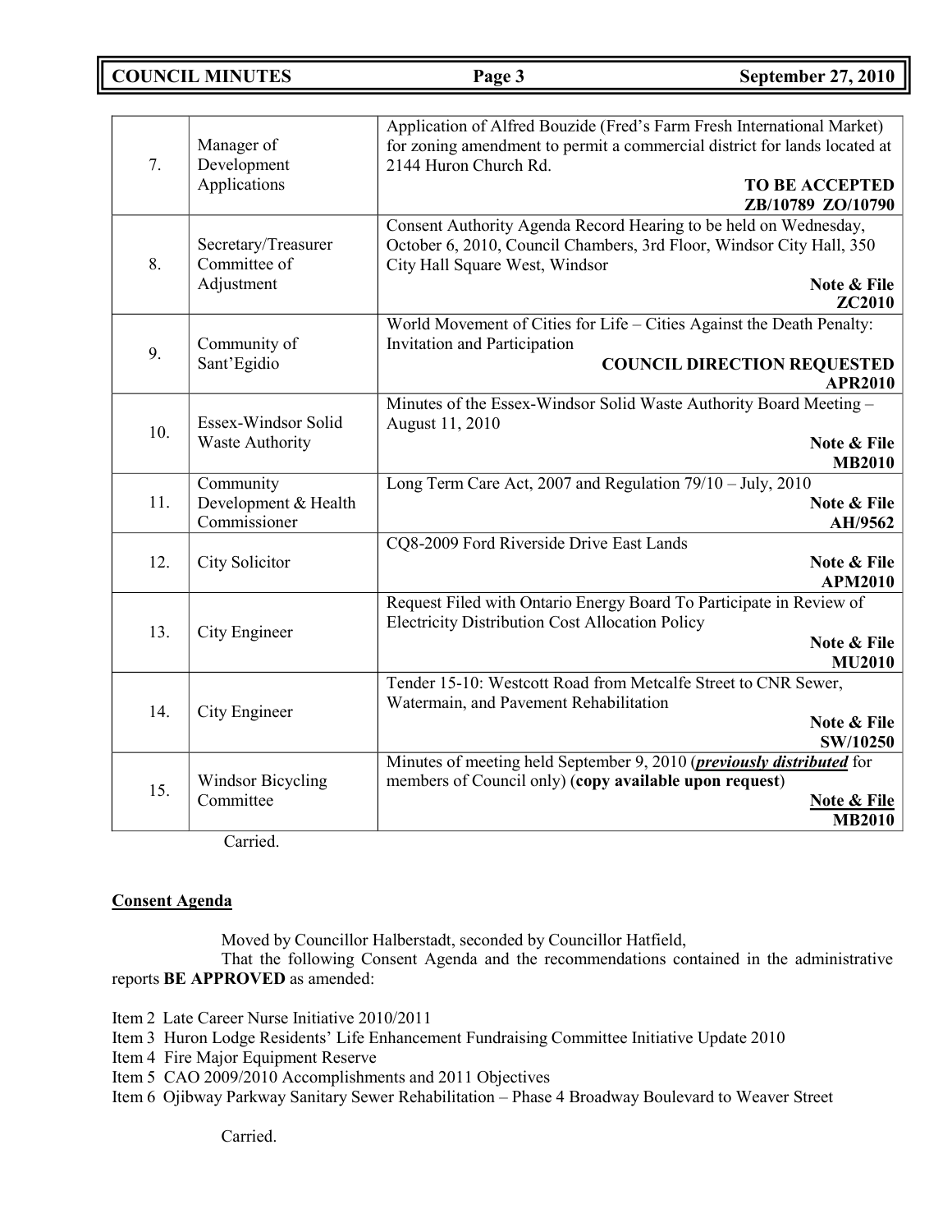| | | |
|---|---|---|
| 7. | Manager of Development Applications | Application of Alfred Bouzide (Fred's Farm Fresh International Market) for zoning amendment to permit a commercial district for lands located at 2144 Huron Church Rd. **TO BE ACCEPTED** **ZB/10789 ZO/10790** |
| 8. | Secretary/Treasurer Committee of Adjustment | Consent Authority Agenda Record Hearing to be held on Wednesday, October 6, 2010, Council Chambers, 3rd Floor, Windsor City Hall, 350 City Hall Square West, Windsor **Note & File** **ZC2010** |
| 9. | Community of Sant'Egidio | World Movement of Cities for Life – Cities Against the Death Penalty: Invitation and Participation **COUNCIL DIRECTION REQUESTED** **APR2010** |
| 10. | Essex-Windsor Solid Waste Authority | Minutes of the Essex-Windsor Solid Waste Authority Board Meeting – August 11, 2010 **Note & File** **MB2010** |
| 11. | Community Development & Health Commissioner | Long Term Care Act, 2007 and Regulation 79/10 – July, 2010 **Note & File** **AH/9562** |
| 12. | City Solicitor | CQ8-2009 Ford Riverside Drive East Lands **Note & File** **APM2010** |
| 13. | City Engineer | Request Filed with Ontario Energy Board To Participate in Review of Electricity Distribution Cost Allocation Policy **Note & File** **MU2010** |
| 14. | City Engineer | Tender 15-10: Westcott Road from Metcalfe Street to CNR Sewer, Watermain, and Pavement Rehabilitation **Note & File** **SW/10250** |
| 15. | Windsor Bicycling Committee | Minutes of meeting held September 9, 2010 (***previously distributed*** for members of Council only) (**copy available upon request**) **Note & File** **MB2010** |

Carried.

**Consent Agenda**

Moved by Councillor Halberstadt, seconded by Councillor Hatfield,

That the following Consent Agenda and the recommendations contained in the administrative reports **BE APPROVED** as amended:

Item 2 Late Career Nurse Initiative 2010/2011
Item 3 Huron Lodge Residents' Life Enhancement Fundraising Committee Initiative Update 2010
Item 4 Fire Major Equipment Reserve
Item 5 CAO 2009/2010 Accomplishments and 2011 Objectives
Item 6 Ojibway Parkway Sanitary Sewer Rehabilitation – Phase 4 Broadway Boulevard to Weaver Street

Carried.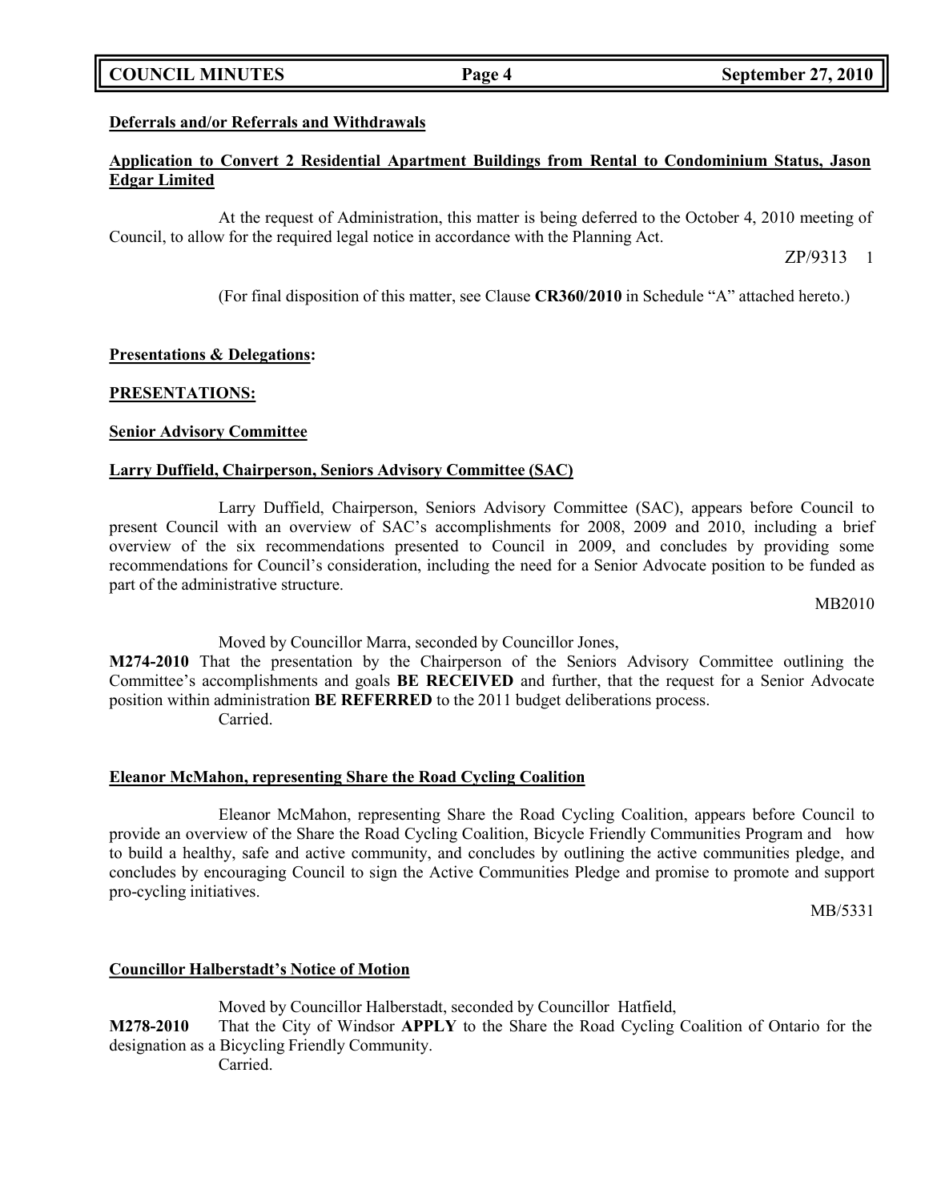**Deferrals and/or Referrals and Withdrawals**

**Application to Convert 2 Residential Apartment Buildings from Rental to Condominium Status, Jason Edgar Limited**

At the request of Administration, this matter is being deferred to the October 4, 2010 meeting of Council, to allow for the required legal notice in accordance with the Planning Act.

ZP/9313 1

(For final disposition of this matter, see Clause **CR360/2010** in Schedule "A" attached hereto.)

**Presentations & Delegations:**

**PRESENTATIONS:**

**Senior Advisory Committee**

**Larry Duffield, Chairperson, Seniors Advisory Committee (SAC)**

Larry Duffield, Chairperson, Seniors Advisory Committee (SAC), appears before Council to present Council with an overview of SAC's accomplishments for 2008, 2009 and 2010, including a brief overview of the six recommendations presented to Council in 2009, and concludes by providing some recommendations for Council's consideration, including the need for a Senior Advocate position to be funded as part of the administrative structure.

MB2010

Moved by Councillor Marra, seconded by Councillor Jones,

**M274-2010** That the presentation by the Chairperson of the Seniors Advisory Committee outlining the Committee's accomplishments and goals **BE RECEIVED** and further, that the request for a Senior Advocate position within administration **BE REFERRED** to the 2011 budget deliberations process.

Carried.

**Eleanor McMahon, representing Share the Road Cycling Coalition**

Eleanor McMahon, representing Share the Road Cycling Coalition, appears before Council to provide an overview of the Share the Road Cycling Coalition, Bicycle Friendly Communities Program and how to build a healthy, safe and active community, and concludes by outlining the active communities pledge, and concludes by encouraging Council to sign the Active Communities Pledge and promise to promote and support pro-cycling initiatives.

MB/5331

**Councillor Halberstadt's Notice of Motion**

Moved by Councillor Halberstadt, seconded by Councillor Hatfield,

**M278-2010** That the City of Windsor **APPLY** to the Share the Road Cycling Coalition of Ontario for the designation as a Bicycling Friendly Community.

Carried.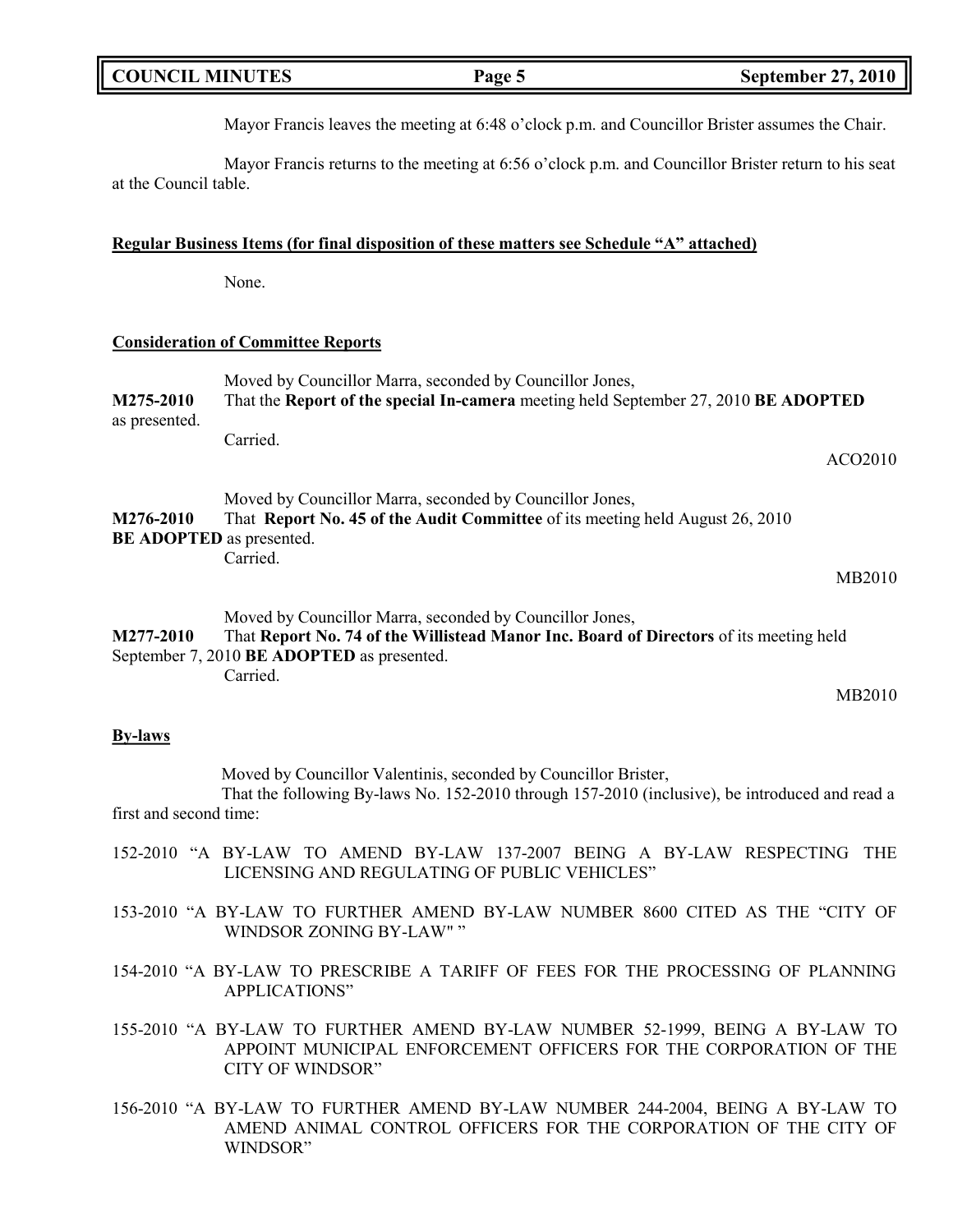Mayor Francis leaves the meeting at 6:48 o'clock p.m. and Councillor Brister assumes the Chair.

Mayor Francis returns to the meeting at 6:56 o'clock p.m. and Councillor Brister return to his seat at the Council table.

**Regular Business Items (for final disposition of these matters see Schedule "A" attached)**

None.

**Consideration of Committee Reports**

Moved by Councillor Marra, seconded by Councillor Jones,

**M275-2010** That the **Report of the special In-camera** meeting held September 27, 2010 **BE ADOPTED** as presented.

Carried.

ACO2010

Moved by Councillor Marra, seconded by Councillor Jones,

**M276-2010** That **Report No. 45 of the Audit Committee** of its meeting held August 26, 2010 **BE ADOPTED** as presented.

Carried.

MB2010

Moved by Councillor Marra, seconded by Councillor Jones,

**M277-2010** That **Report No. 74 of the Willistead Manor Inc. Board of Directors** of its meeting held September 7, 2010 **BE ADOPTED** as presented.

Carried.

MB2010

**By-laws**

Moved by Councillor Valentinis, seconded by Councillor Brister,

That the following By-laws No. 152-2010 through 157-2010 (inclusive), be introduced and read a first and second time:

152-2010 "A BY-LAW TO AMEND BY-LAW 137-2007 BEING A BY-LAW RESPECTING THE LICENSING AND REGULATING OF PUBLIC VEHICLES"

153-2010 "A BY-LAW TO FURTHER AMEND BY-LAW NUMBER 8600 CITED AS THE "CITY OF WINDSOR ZONING BY-LAW" "

154-2010 "A BY-LAW TO PRESCRIBE A TARIFF OF FEES FOR THE PROCESSING OF PLANNING APPLICATIONS"

155-2010 "A BY-LAW TO FURTHER AMEND BY-LAW NUMBER 52-1999, BEING A BY-LAW TO APPOINT MUNICIPAL ENFORCEMENT OFFICERS FOR THE CORPORATION OF THE CITY OF WINDSOR"

156-2010 "A BY-LAW TO FURTHER AMEND BY-LAW NUMBER 244-2004, BEING A BY-LAW TO AMEND ANIMAL CONTROL OFFICERS FOR THE CORPORATION OF THE CITY OF WINDSOR"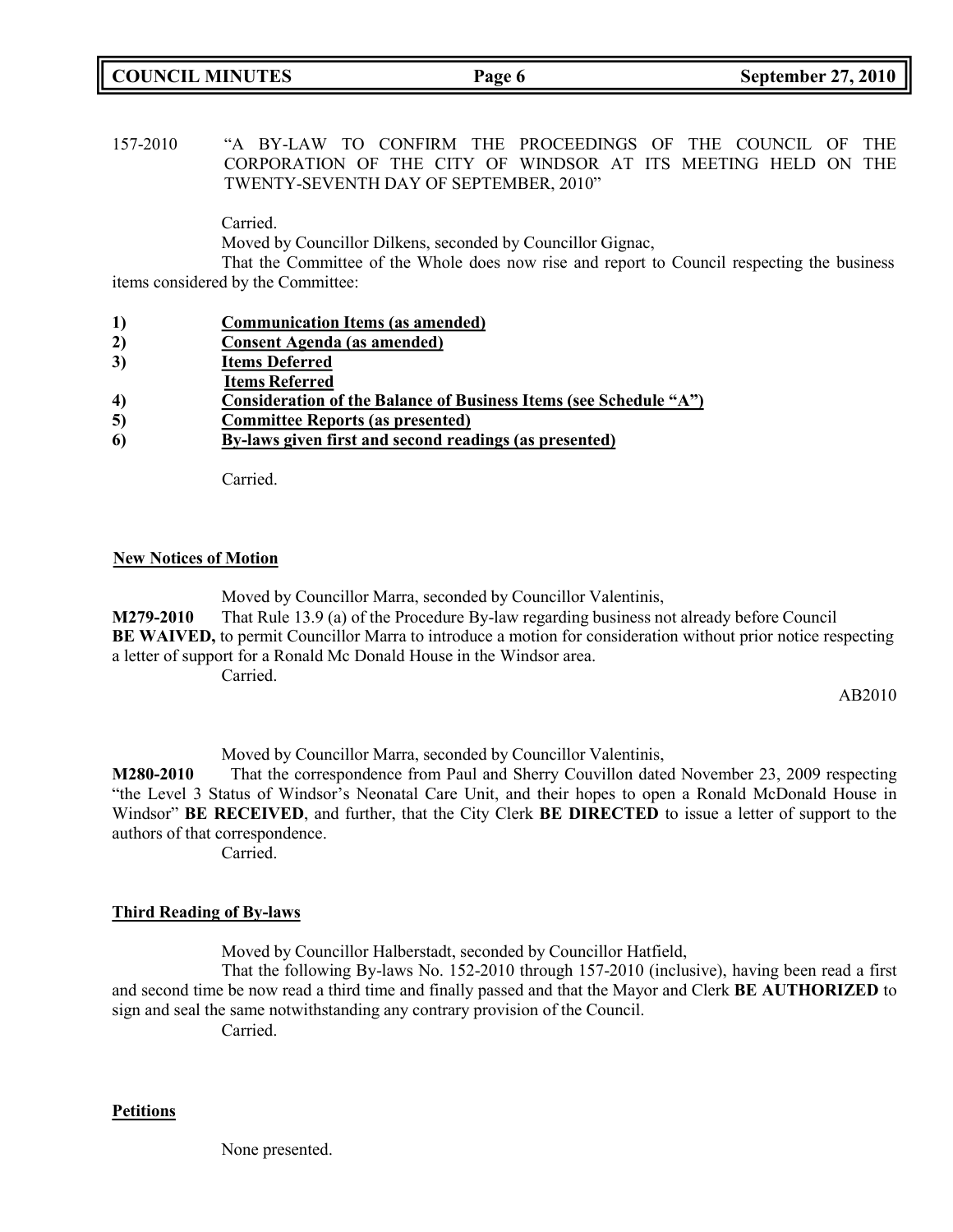157-2010 "A BY-LAW TO CONFIRM THE PROCEEDINGS OF THE COUNCIL OF THE CORPORATION OF THE CITY OF WINDSOR AT ITS MEETING HELD ON THE TWENTY-SEVENTH DAY OF SEPTEMBER, 2010"

Carried.

Moved by Councillor Dilkens, seconded by Councillor Gignac,

That the Committee of the Whole does now rise and report to Council respecting the business items considered by the Committee:

1) **Communication Items (as amended)**
2) **Consent Agenda (as amended)**
3) **Items Deferred**
   **Items Referred**
4) **Consideration of the Balance of Business Items (see Schedule "A")**
5) **Committee Reports (as presented)**
6) **By-laws given first and second readings (as presented)**

Carried.

**New Notices of Motion**

Moved by Councillor Marra, seconded by Councillor Valentinis,

**M279-2010** That Rule 13.9 (a) of the Procedure By-law regarding business not already before Council **BE WAIVED,** to permit Councillor Marra to introduce a motion for consideration without prior notice respecting a letter of support for a Ronald Mc Donald House in the Windsor area.

Carried.

AB2010

Moved by Councillor Marra, seconded by Councillor Valentinis,

**M280-2010** That the correspondence from Paul and Sherry Couvillon dated November 23, 2009 respecting "the Level 3 Status of Windsor's Neonatal Care Unit, and their hopes to open a Ronald McDonald House in Windsor" **BE RECEIVED**, and further, that the City Clerk **BE DIRECTED** to issue a letter of support to the authors of that correspondence.

Carried.

**Third Reading of By-laws**

Moved by Councillor Halberstadt, seconded by Councillor Hatfield,

That the following By-laws No. 152-2010 through 157-2010 (inclusive), having been read a first and second time be now read a third time and finally passed and that the Mayor and Clerk **BE AUTHORIZED** to sign and seal the same notwithstanding any contrary provision of the Council.

Carried.

**Petitions**

None presented.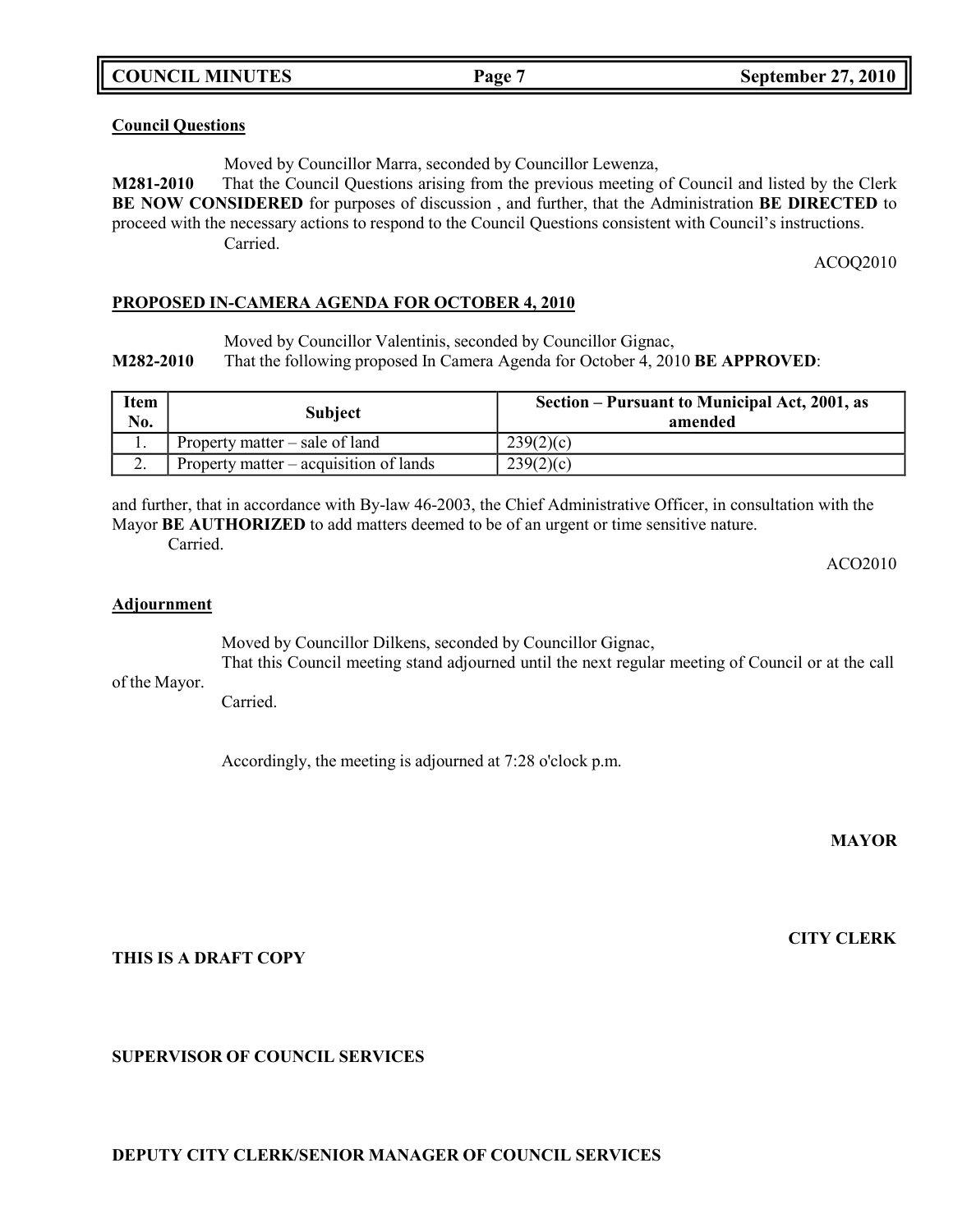**Council Questions**

Moved by Councillor Marra, seconded by Councillor Lewenza,

**M281-2010** That the Council Questions arising from the previous meeting of Council and listed by the Clerk **BE NOW CONSIDERED** for purposes of discussion , and further, that the Administration **BE DIRECTED** to proceed with the necessary actions to respond to the Council Questions consistent with Council's instructions.

Carried.

ACOQ2010

## PROPOSED IN-CAMERA AGENDA FOR OCTOBER 4, 2010

Moved by Councillor Valentinis, seconded by Councillor Gignac,

**M282-2010** That the following proposed In Camera Agenda for October 4, 2010 **BE APPROVED**:

| Item No. | Subject | Section – Pursuant to Municipal Act, 2001, as amended |
|---|---|---|
| 1. | Property matter – sale of land | 239(2)(c) |
| 2. | Property matter – acquisition of lands | 239(2)(c) |

and further, that in accordance with By-law 46-2003, the Chief Administrative Officer, in consultation with the Mayor **BE AUTHORIZED** to add matters deemed to be of an urgent or time sensitive nature.

Carried.

ACO2010

**Adjournment**

Moved by Councillor Dilkens, seconded by Councillor Gignac,

That this Council meeting stand adjourned until the next regular meeting of Council or at the call of the Mayor.

Carried.

Accordingly, the meeting is adjourned at 7:28 o'clock p.m.

**MAYOR**

**CITY CLERK**

**THIS IS A DRAFT COPY**

**SUPERVISOR OF COUNCIL SERVICES**

**DEPUTY CITY CLERK/SENIOR MANAGER OF COUNCIL SERVICES**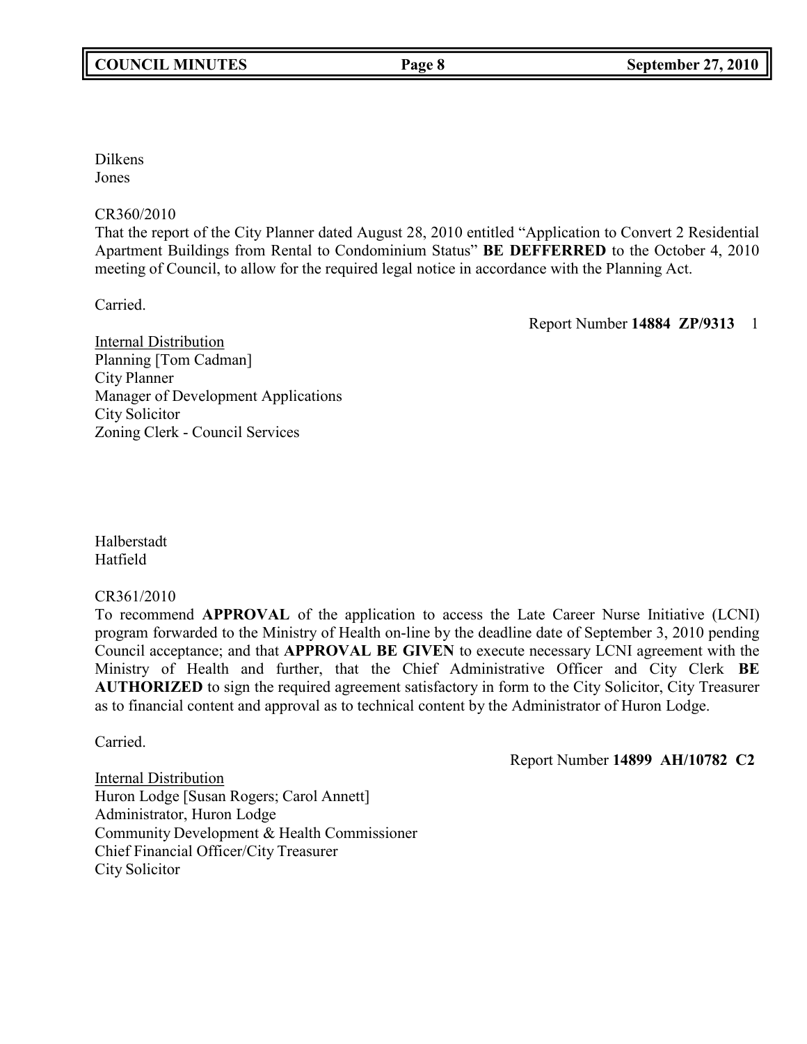Dilkens
Jones

CR360/2010
That the report of the City Planner dated August 28, 2010 entitled "Application to Convert 2 Residential Apartment Buildings from Rental to Condominium Status" **BE DEFFERRED** to the October 4, 2010 meeting of Council, to allow for the required legal notice in accordance with the Planning Act.

Carried.

Report Number **14884 ZP/9313** 1

Internal Distribution
Planning [Tom Cadman]
City Planner
Manager of Development Applications
City Solicitor
Zoning Clerk - Council Services

Halberstadt
Hatfield

CR361/2010
To recommend **APPROVAL** of the application to access the Late Career Nurse Initiative (LCNI) program forwarded to the Ministry of Health on-line by the deadline date of September 3, 2010 pending Council acceptance; and that **APPROVAL BE GIVEN** to execute necessary LCNI agreement with the Ministry of Health and further, that the Chief Administrative Officer and City Clerk **BE AUTHORIZED** to sign the required agreement satisfactory in form to the City Solicitor, City Treasurer as to financial content and approval as to technical content by the Administrator of Huron Lodge.

Carried.

Report Number **14899 AH/10782 C2**

Internal Distribution
Huron Lodge [Susan Rogers; Carol Annett]
Administrator, Huron Lodge
Community Development & Health Commissioner
Chief Financial Officer/City Treasurer
City Solicitor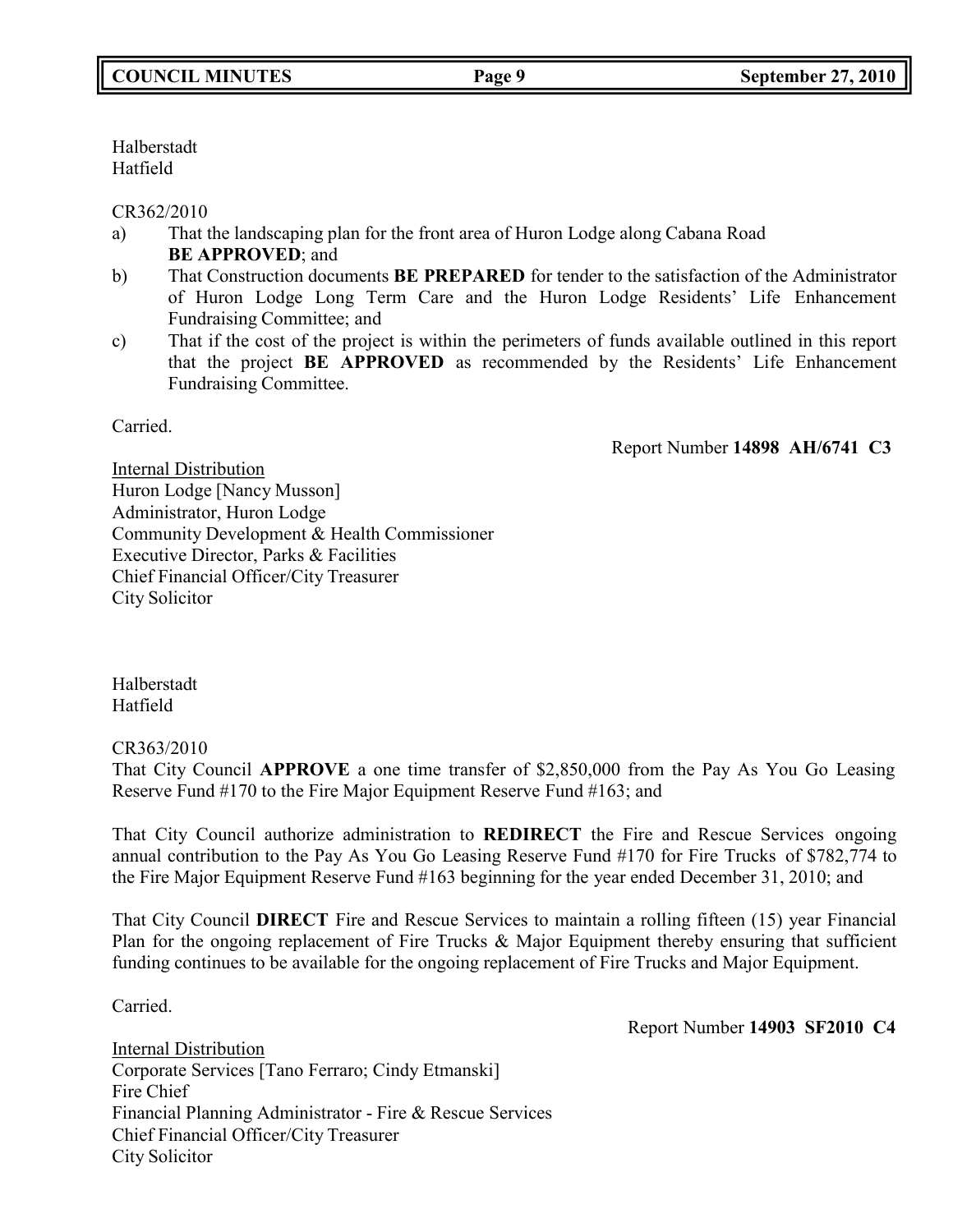Halberstadt
Hatfield

CR362/2010

a) That the landscaping plan for the front area of Huron Lodge along Cabana Road **BE APPROVED**; and
b) That Construction documents **BE PREPARED** for tender to the satisfaction of the Administrator of Huron Lodge Long Term Care and the Huron Lodge Residents' Life Enhancement Fundraising Committee; and
c) That if the cost of the project is within the perimeters of funds available outlined in this report that the project **BE APPROVED** as recommended by the Residents' Life Enhancement Fundraising Committee.

Carried.

Report Number **14898 AH/6741 C3**

Internal Distribution
Huron Lodge [Nancy Musson]
Administrator, Huron Lodge
Community Development & Health Commissioner
Executive Director, Parks & Facilities
Chief Financial Officer/City Treasurer
City Solicitor

Halberstadt
Hatfield

CR363/2010

That City Council **APPROVE** a one time transfer of $2,850,000 from the Pay As You Go Leasing Reserve Fund #170 to the Fire Major Equipment Reserve Fund #163; and

That City Council authorize administration to **REDIRECT** the Fire and Rescue Services ongoing annual contribution to the Pay As You Go Leasing Reserve Fund #170 for Fire Trucks of $782,774 to the Fire Major Equipment Reserve Fund #163 beginning for the year ended December 31, 2010; and

That City Council **DIRECT** Fire and Rescue Services to maintain a rolling fifteen (15) year Financial Plan for the ongoing replacement of Fire Trucks & Major Equipment thereby ensuring that sufficient funding continues to be available for the ongoing replacement of Fire Trucks and Major Equipment.

Carried.

Report Number **14903 SF2010 C4**

Internal Distribution
Corporate Services [Tano Ferraro; Cindy Etmanski]
Fire Chief
Financial Planning Administrator - Fire & Rescue Services
Chief Financial Officer/City Treasurer
City Solicitor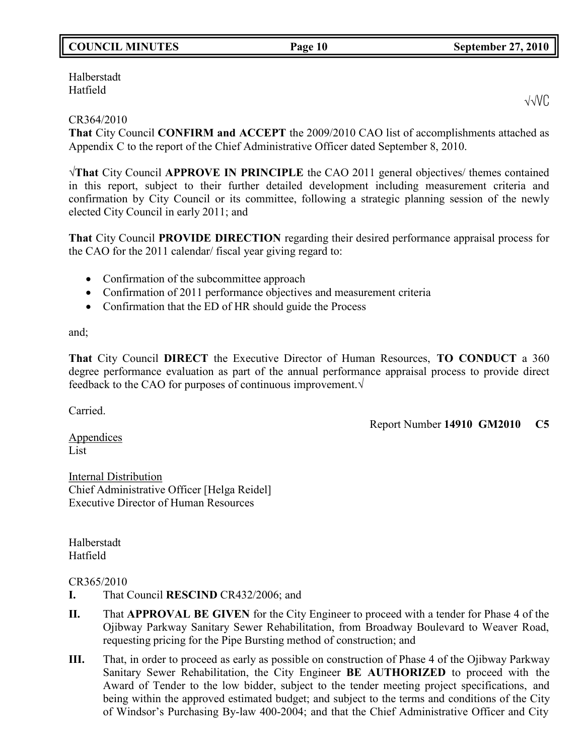Halberstadt
Hatfield

√√VC

CR364/2010
**That** City Council **CONFIRM and ACCEPT** the 2009/2010 CAO list of accomplishments attached as Appendix C to the report of the Chief Administrative Officer dated September 8, 2010.

√**That** City Council **APPROVE IN PRINCIPLE** the CAO 2011 general objectives/ themes contained in this report, subject to their further detailed development including measurement criteria and confirmation by City Council or its committee, following a strategic planning session of the newly elected City Council in early 2011; and

**That** City Council **PROVIDE DIRECTION** regarding their desired performance appraisal process for the CAO for the 2011 calendar/ fiscal year giving regard to:

- Confirmation of the subcommittee approach
- Confirmation of 2011 performance objectives and measurement criteria
- Confirmation that the ED of HR should guide the Process

and;

**That** City Council **DIRECT** the Executive Director of Human Resources, **TO CONDUCT** a 360 degree performance evaluation as part of the annual performance appraisal process to provide direct feedback to the CAO for purposes of continuous improvement.√

Carried.

Report Number **14910 GM2010 C5**

Appendices
List

Internal Distribution
Chief Administrative Officer [Helga Reidel]
Executive Director of Human Resources

Halberstadt
Hatfield

CR365/2010

**I.** That Council **RESCIND** CR432/2006; and

**II.** That **APPROVAL BE GIVEN** for the City Engineer to proceed with a tender for Phase 4 of the Ojibway Parkway Sanitary Sewer Rehabilitation, from Broadway Boulevard to Weaver Road, requesting pricing for the Pipe Bursting method of construction; and

**III.** That, in order to proceed as early as possible on construction of Phase 4 of the Ojibway Parkway Sanitary Sewer Rehabilitation, the City Engineer **BE AUTHORIZED** to proceed with the Award of Tender to the low bidder, subject to the tender meeting project specifications, and being within the approved estimated budget; and subject to the terms and conditions of the City of Windsor's Purchasing By-law 400-2004; and that the Chief Administrative Officer and City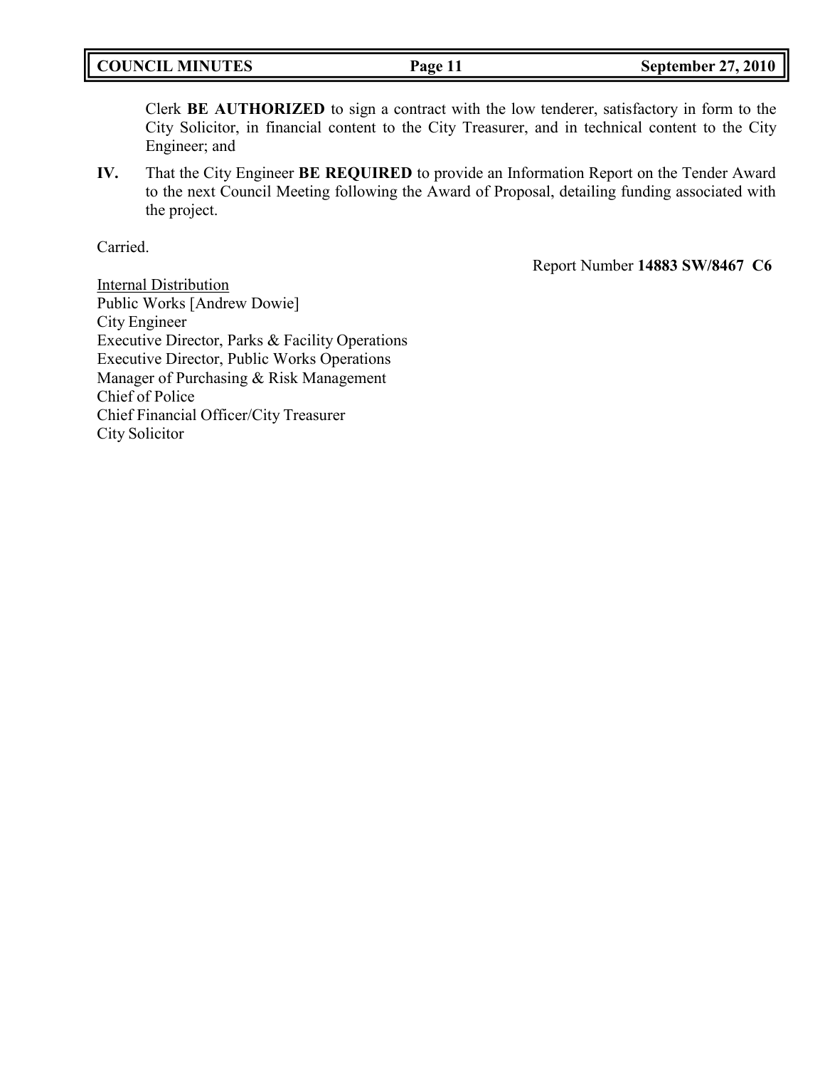Clerk **BE AUTHORIZED** to sign a contract with the low tenderer, satisfactory in form to the City Solicitor, in financial content to the City Treasurer, and in technical content to the City Engineer; and

**IV.** That the City Engineer **BE REQUIRED** to provide an Information Report on the Tender Award to the next Council Meeting following the Award of Proposal, detailing funding associated with the project.

Carried.

Report Number **14883 SW/8467 C6**

Internal Distribution
Public Works [Andrew Dowie]
City Engineer
Executive Director, Parks & Facility Operations
Executive Director, Public Works Operations
Manager of Purchasing & Risk Management
Chief of Police
Chief Financial Officer/City Treasurer
City Solicitor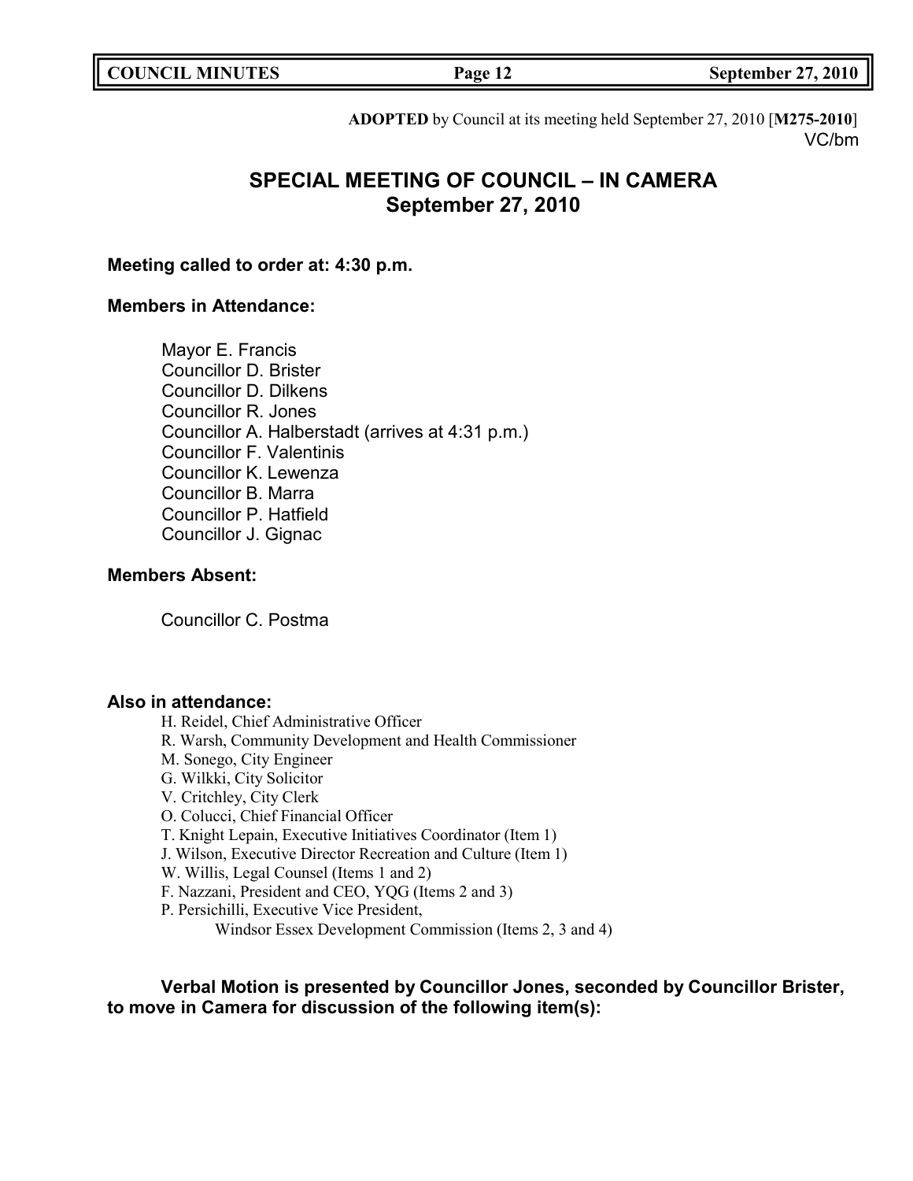**ADOPTED** by Council at its meeting held September 27, 2010 [**M275-2010**]
VC/bm

# SPECIAL MEETING OF COUNCIL – IN CAMERA
## September 27, 2010

**Meeting called to order at: 4:30 p.m.**

**Members in Attendance:**

Mayor E. Francis
Councillor D. Brister
Councillor D. Dilkens
Councillor R. Jones
Councillor A. Halberstadt (arrives at 4:31 p.m.)
Councillor F. Valentinis
Councillor K. Lewenza
Councillor B. Marra
Councillor P. Hatfield
Councillor J. Gignac

**Members Absent:**

Councillor C. Postma

**Also in attendance:**

H. Reidel, Chief Administrative Officer
R. Warsh, Community Development and Health Commissioner
M. Sonego, City Engineer
G. Wilkki, City Solicitor
V. Critchley, City Clerk
O. Colucci, Chief Financial Officer
T. Knight Lepain, Executive Initiatives Coordinator (Item 1)
J. Wilson, Executive Director Recreation and Culture (Item 1)
W. Willis, Legal Counsel (Items 1 and 2)
F. Nazzani, President and CEO, YQG (Items 2 and 3)
P. Persichilli, Executive Vice President,
Windsor Essex Development Commission (Items 2, 3 and 4)

**Verbal Motion is presented by Councillor Jones, seconded by Councillor Brister, to move in Camera for discussion of the following item(s):**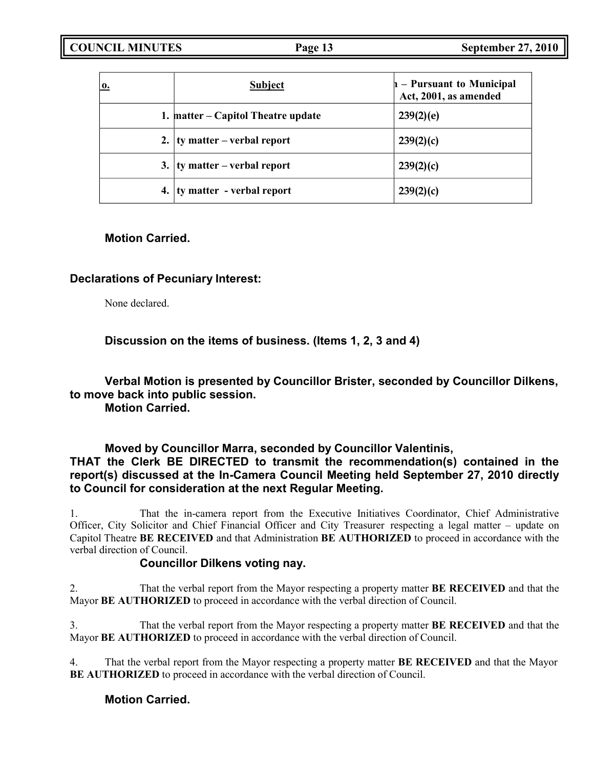| o. | Subject | h – Pursuant to Municipal Act, 2001, as amended |
|---|---|---|
| 1. | matter – Capitol Theatre update | 239(2)(e) |
| 2. | ty matter – verbal report | 239(2)(c) |
| 3. | ty matter – verbal report | 239(2)(c) |
| 4. | ty matter - verbal report | 239(2)(c) |

**Motion Carried.**

**Declarations of Pecuniary Interest:**

None declared.

**Discussion on the items of business. (Items 1, 2, 3 and 4)**

**Verbal Motion is presented by Councillor Brister, seconded by Councillor Dilkens, to move back into public session.**
**Motion Carried.**

**Moved by Councillor Marra, seconded by Councillor Valentinis,**
**THAT the Clerk BE DIRECTED to transmit the recommendation(s) contained in the report(s) discussed at the In-Camera Council Meeting held September 27, 2010 directly to Council for consideration at the next Regular Meeting.**

1. That the in-camera report from the Executive Initiatives Coordinator, Chief Administrative Officer, City Solicitor and Chief Financial Officer and City Treasurer respecting a legal matter – update on Capitol Theatre **BE RECEIVED** and that Administration **BE AUTHORIZED** to proceed in accordance with the verbal direction of Council.
**Councillor Dilkens voting nay.**

2. That the verbal report from the Mayor respecting a property matter **BE RECEIVED** and that the Mayor **BE AUTHORIZED** to proceed in accordance with the verbal direction of Council.

3. That the verbal report from the Mayor respecting a property matter **BE RECEIVED** and that the Mayor **BE AUTHORIZED** to proceed in accordance with the verbal direction of Council.

4. That the verbal report from the Mayor respecting a property matter **BE RECEIVED** and that the Mayor **BE AUTHORIZED** to proceed in accordance with the verbal direction of Council.

**Motion Carried.**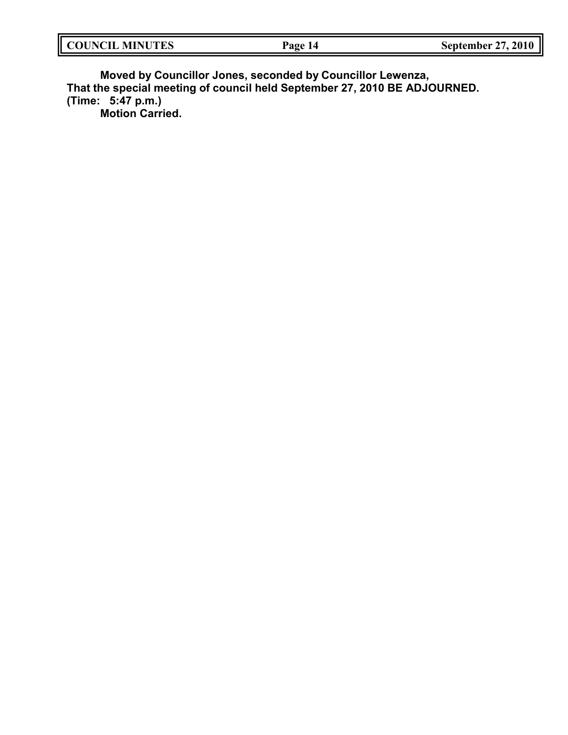**Moved by Councillor Jones, seconded by Councillor Lewenza,**
**That the special meeting of council held September 27, 2010 BE ADJOURNED.**
**(Time: 5:47 p.m.)**
**Motion Carried.**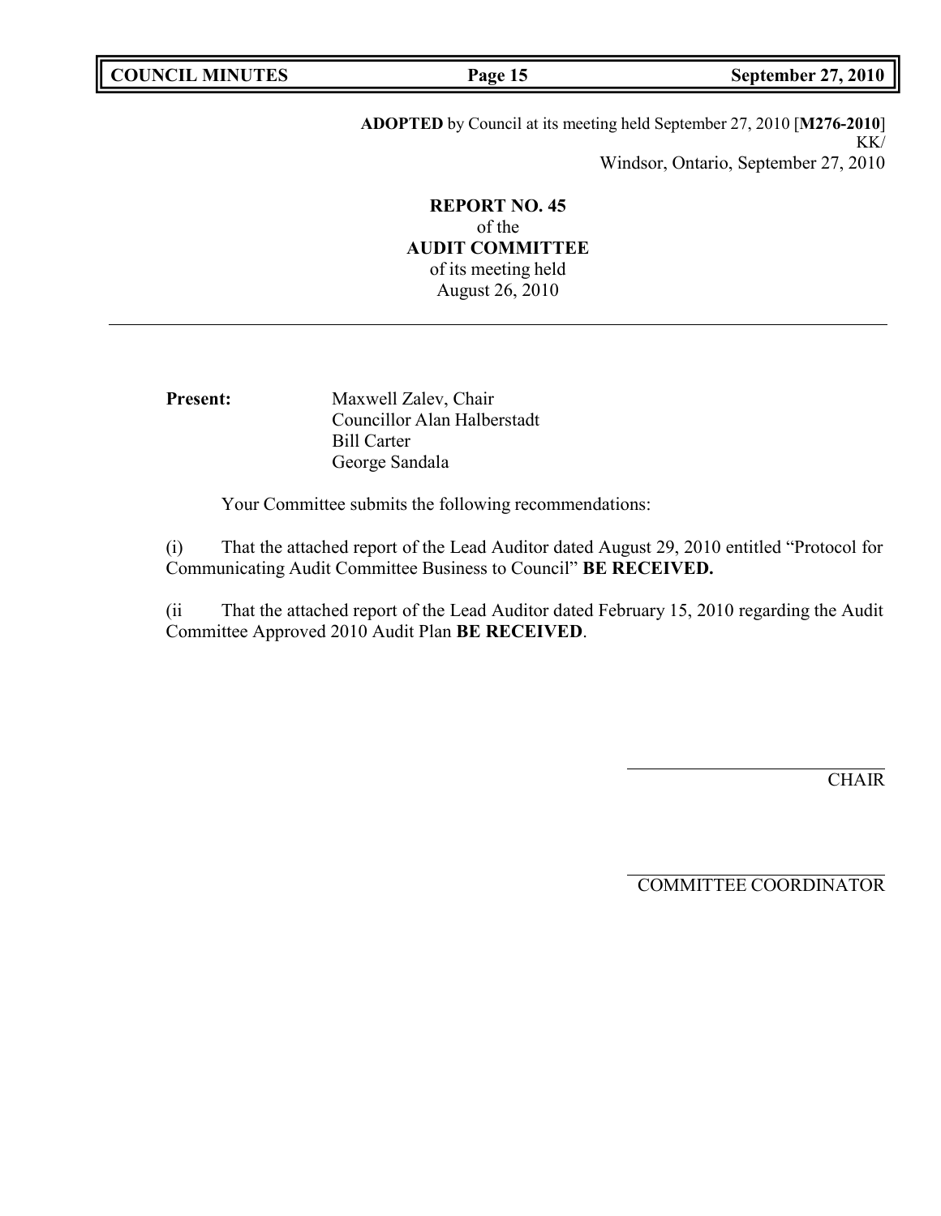**ADOPTED** by Council at its meeting held September 27, 2010 [**M276-2010**]
KK/
Windsor, Ontario, September 27, 2010

**REPORT NO. 45**
of the
**AUDIT COMMITTEE**
of its meeting held
August 26, 2010

---

**Present:** Maxwell Zalev, Chair
Councillor Alan Halberstadt
Bill Carter
George Sandala

Your Committee submits the following recommendations:

(i) That the attached report of the Lead Auditor dated August 29, 2010 entitled "Protocol for Communicating Audit Committee Business to Council" **BE RECEIVED.**

(ii That the attached report of the Lead Auditor dated February 15, 2010 regarding the Audit Committee Approved 2010 Audit Plan **BE RECEIVED**.

CHAIR

COMMITTEE COORDINATOR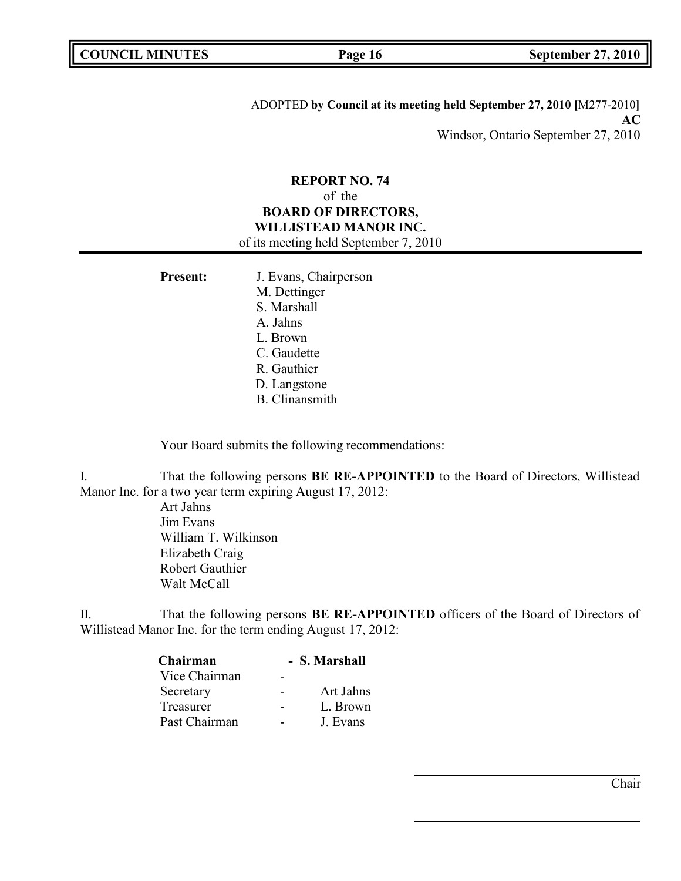ADOPTED **by Council at its meeting held September 27, 2010 [**M277-2010**]**
**AC**
Windsor, Ontario September 27, 2010

**REPORT NO. 74**
of the
**BOARD OF DIRECTORS,**
**WILLISTEAD MANOR INC.**
of its meeting held September 7, 2010

**Present:** J. Evans, Chairperson
M. Dettinger
S. Marshall
A. Jahns
L. Brown
C. Gaudette
R. Gauthier
D. Langstone
B. Clinansmith

Your Board submits the following recommendations:

I. That the following persons **BE RE-APPOINTED** to the Board of Directors, Willistead Manor Inc. for a two year term expiring August 17, 2012:

Art Jahns
Jim Evans
William T. Wilkinson
Elizabeth Craig
Robert Gauthier
Walt McCall

II. That the following persons **BE RE-APPOINTED** officers of the Board of Directors of Willistead Manor Inc. for the term ending August 17, 2012:

| | | |
|---|---|---|
| **Chairman** | - | **S. Marshall** |
| Vice Chairman | - | |
| Secretary | - | Art Jahns |
| Treasurer | - | L. Brown |
| Past Chairman | - | J. Evans |

Chair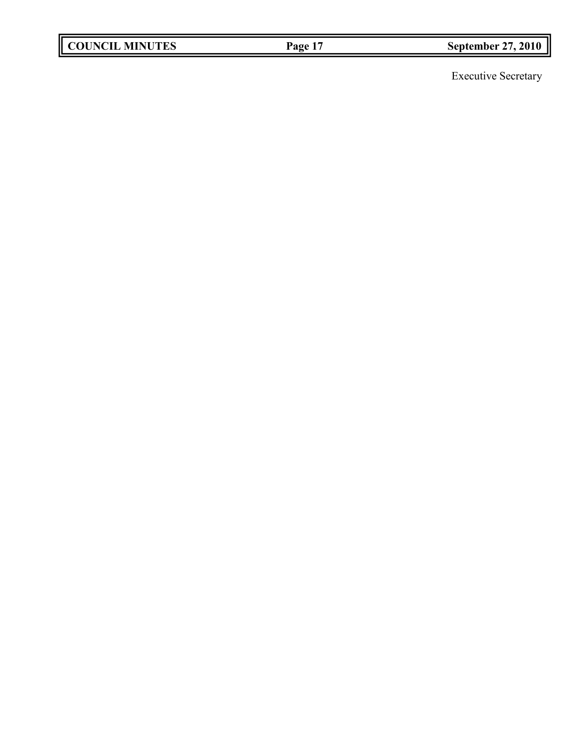Executive Secretary